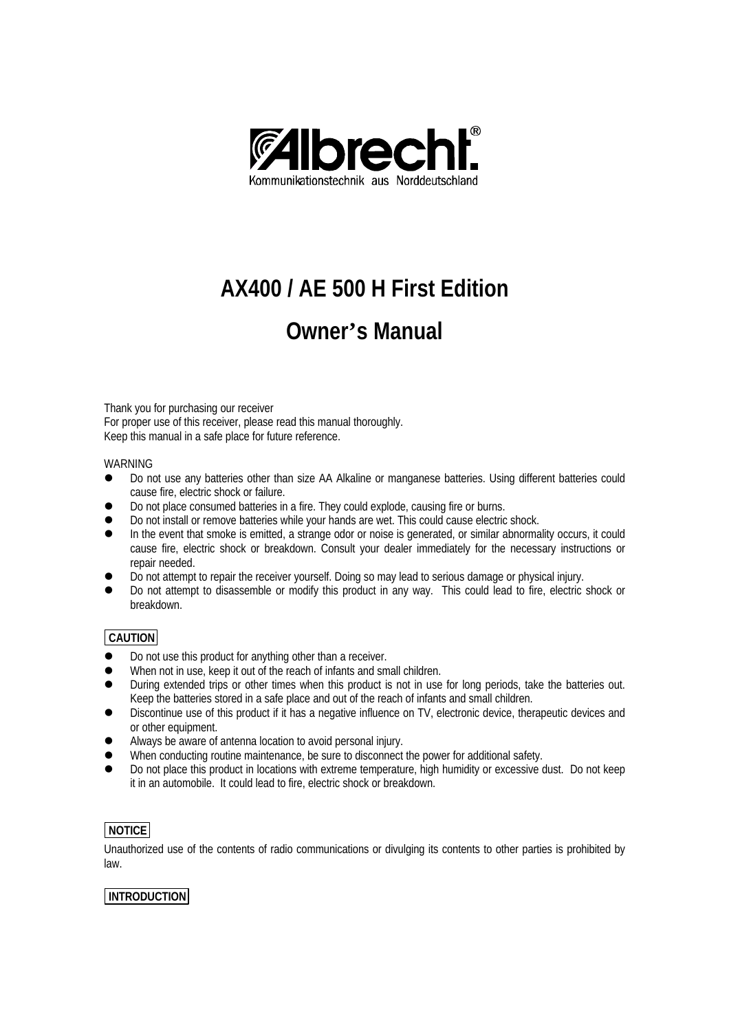**Albrecht®**

Kommunikationstechnik aus Norddeutschland

# AX400 / AE 500 H First Edition

# Owner's Manual

Thank you for purchasing our receiver
For proper use of this receiver, please read this manual thoroughly.
Keep this manual in a safe place for future reference.

WARNING

- Do not use any batteries other than size AA Alkaline or manganese batteries. Using different batteries could cause fire, electric shock or failure.
- Do not place consumed batteries in a fire. They could explode, causing fire or burns.
- Do not install or remove batteries while your hands are wet. This could cause electric shock.
- In the event that smoke is emitted, a strange odor or noise is generated, or similar abnormality occurs, it could cause fire, electric shock or breakdown. Consult your dealer immediately for the necessary instructions or repair needed.
- Do not attempt to repair the receiver yourself. Doing so may lead to serious damage or physical injury.
- Do not attempt to disassemble or modify this product in any way. This could lead to fire, electric shock or breakdown.

**CAUTION**

- Do not use this product for anything other than a receiver.
- When not in use, keep it out of the reach of infants and small children.
- During extended trips or other times when this product is not in use for long periods, take the batteries out. Keep the batteries stored in a safe place and out of the reach of infants and small children.
- Discontinue use of this product if it has a negative influence on TV, electronic device, therapeutic devices and or other equipment.
- Always be aware of antenna location to avoid personal injury.
- When conducting routine maintenance, be sure to disconnect the power for additional safety.
- Do not place this product in locations with extreme temperature, high humidity or excessive dust. Do not keep it in an automobile. It could lead to fire, electric shock or breakdown.

**NOTICE**

Unauthorized use of the contents of radio communications or divulging its contents to other parties is prohibited by law.

**INTRODUCTION**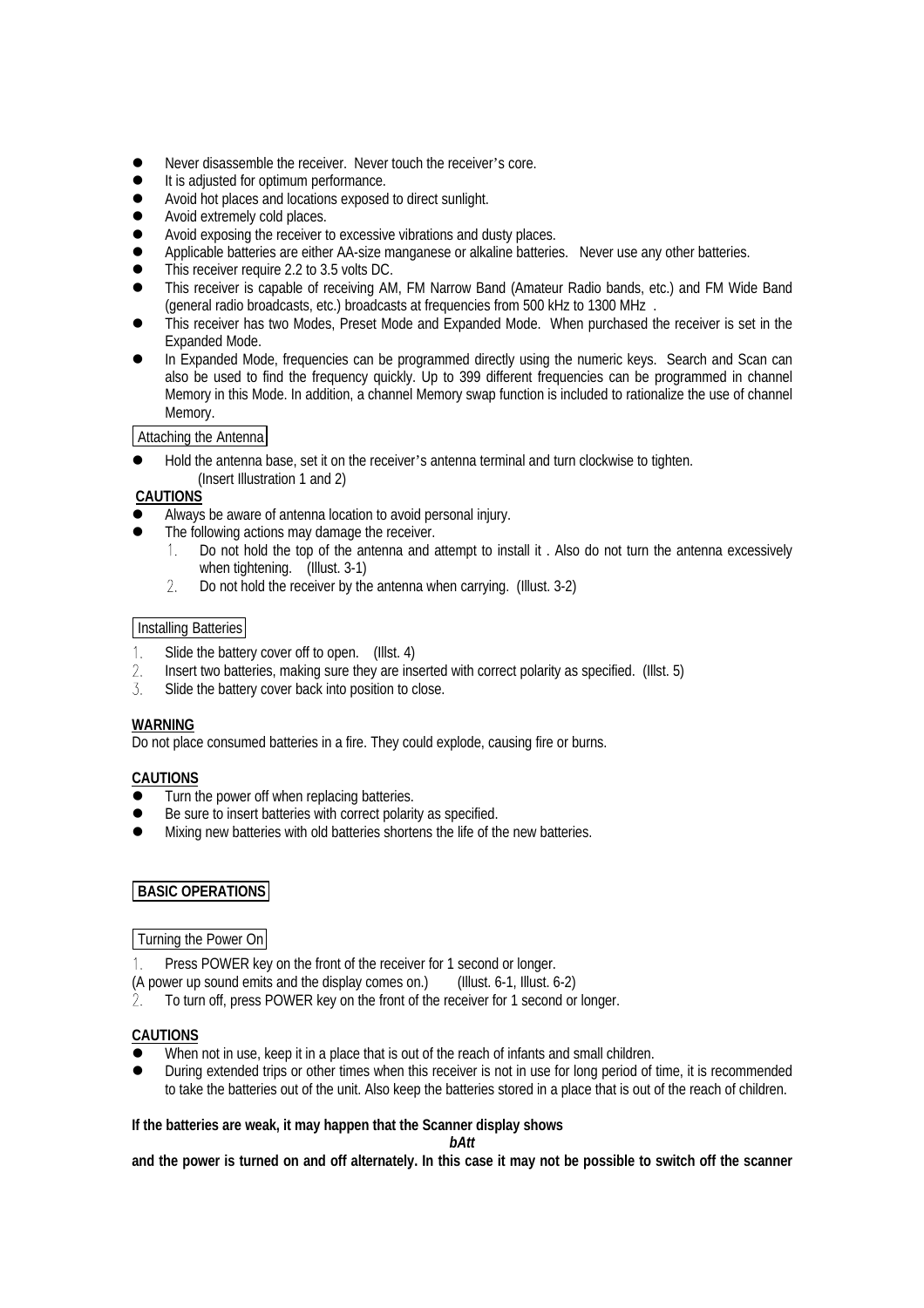- Never disassemble the receiver. Never touch the receiver's core.
- It is adjusted for optimum performance.
- Avoid hot places and locations exposed to direct sunlight.
- Avoid extremely cold places.
- Avoid exposing the receiver to excessive vibrations and dusty places.
- Applicable batteries are either AA-size manganese or alkaline batteries. Never use any other batteries.
- This receiver require 2.2 to 3.5 volts DC.
- This receiver is capable of receiving AM, FM Narrow Band (Amateur Radio bands, etc.) and FM Wide Band (general radio broadcasts, etc.) broadcasts at frequencies from 500 kHz to 1300 MHz .
- This receiver has two Modes, Preset Mode and Expanded Mode. When purchased the receiver is set in the Expanded Mode.
- In Expanded Mode, frequencies can be programmed directly using the numeric keys. Search and Scan can also be used to find the frequency quickly. Up to 399 different frequencies can be programmed in channel Memory in this Mode. In addition, a channel Memory swap function is included to rationalize the use of channel Memory.

### Attaching the Antenna

- Hold the antenna base, set it on the receiver's antenna terminal and turn clockwise to tighten.
  (Insert Illustration 1 and 2)

**CAUTIONS**

- Always be aware of antenna location to avoid personal injury.
- The following actions may damage the receiver.
  1. Do not hold the top of the antenna and attempt to install it . Also do not turn the antenna excessively when tightening. (Illust. 3-1)
  2. Do not hold the receiver by the antenna when carrying. (Illust. 3-2)

### Installing Batteries

1. Slide the battery cover off to open. (Illst. 4)
2. Insert two batteries, making sure they are inserted with correct polarity as specified. (Illst. 5)
3. Slide the battery cover back into position to close.

**WARNING**

Do not place consumed batteries in a fire. They could explode, causing fire or burns.

**CAUTIONS**

- Turn the power off when replacing batteries.
- Be sure to insert batteries with correct polarity as specified.
- Mixing new batteries with old batteries shortens the life of the new batteries.

## BASIC OPERATIONS

### Turning the Power On

1. Press POWER key on the front of the receiver for 1 second or longer.

(A power up sound emits and the display comes on.) (Illust. 6-1, Illust. 6-2)

2. To turn off, press POWER key on the front of the receiver for 1 second or longer.

**CAUTIONS**

- When not in use, keep it in a place that is out of the reach of infants and small children.
- During extended trips or other times when this receiver is not in use for long period of time, it is recommended to take the batteries out of the unit. Also keep the batteries stored in a place that is out of the reach of children.

**If the batteries are weak, it may happen that the Scanner display shows**

***bAtt***

**and the power is turned on and off alternately. In this case it may not be possible to switch off the scanner**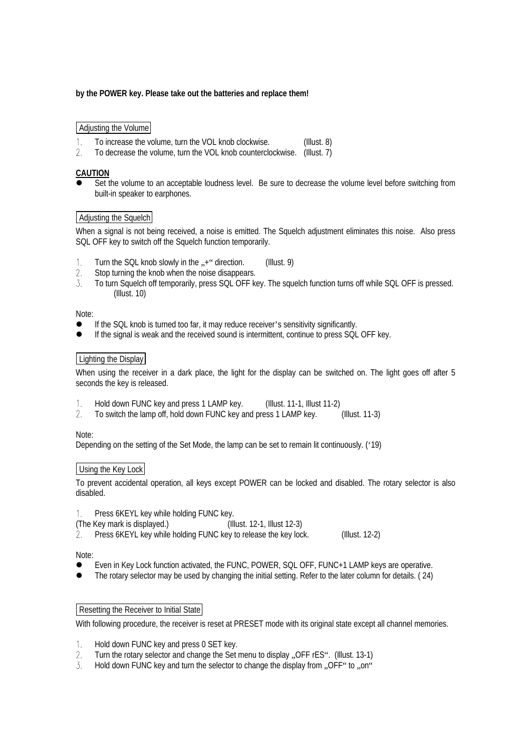**by the POWER key. Please take out the batteries and replace them!**

## Adjusting the Volume

1. To increase the volume, turn the VOL knob clockwise. (Illust. 8)
2. To decrease the volume, turn the VOL knob counterclockwise. (Illust. 7)

**CAUTION**

- Set the volume to an acceptable loudness level. Be sure to decrease the volume level before switching from built-in speaker to earphones.

## Adjusting the Squelch

When a signal is not being received, a noise is emitted. The Squelch adjustment eliminates this noise. Also press SQL OFF key to switch off the Squelch function temporarily.

1. Turn the SQL knob slowly in the „+" direction. (Illust. 9)
2. Stop turning the knob when the noise disappears.
3. To turn Squelch off temporarily, press SQL OFF key. The squelch function turns off while SQL OFF is pressed. (Illust. 10)

Note:

- If the SQL knob is turned too far, it may reduce receiver's sensitivity significantly.
- If the signal is weak and the received sound is intermittent, continue to press SQL OFF key.

## Lighting the Display

When using the receiver in a dark place, the light for the display can be switched on. The light goes off after 5 seconds the key is released.

1. Hold down FUNC key and press 1 LAMP key. (Illust. 11-1, Illust 11-2)
2. To switch the lamp off, hold down FUNC key and press 1 LAMP key. (Illust. 11-3)

Note:

Depending on the setting of the Set Mode, the lamp can be set to remain lit continuously. ('19)

## Using the Key Lock

To prevent accidental operation, all keys except POWER can be locked and disabled. The rotary selector is also disabled.

1. Press 6KEYL key while holding FUNC key.

(The Key mark is displayed.) (Illust. 12-1, Illust 12-3)

2. Press 6KEYL key while holding FUNC key to release the key lock. (Illust. 12-2)

Note:

- Even in Key Lock function activated, the FUNC, POWER, SQL OFF, FUNC+1 LAMP keys are operative.
- The rotary selector may be used by changing the initial setting. Refer to the later column for details. ( 24)

## Resetting the Receiver to Initial State

With following procedure, the receiver is reset at PRESET mode with its original state except all channel memories.

1. Hold down FUNC key and press 0 SET key.
2. Turn the rotary selector and change the Set menu to display „OFF rES". (Illust. 13-1)
3. Hold down FUNC key and turn the selector to change the display from „OFF" to „on"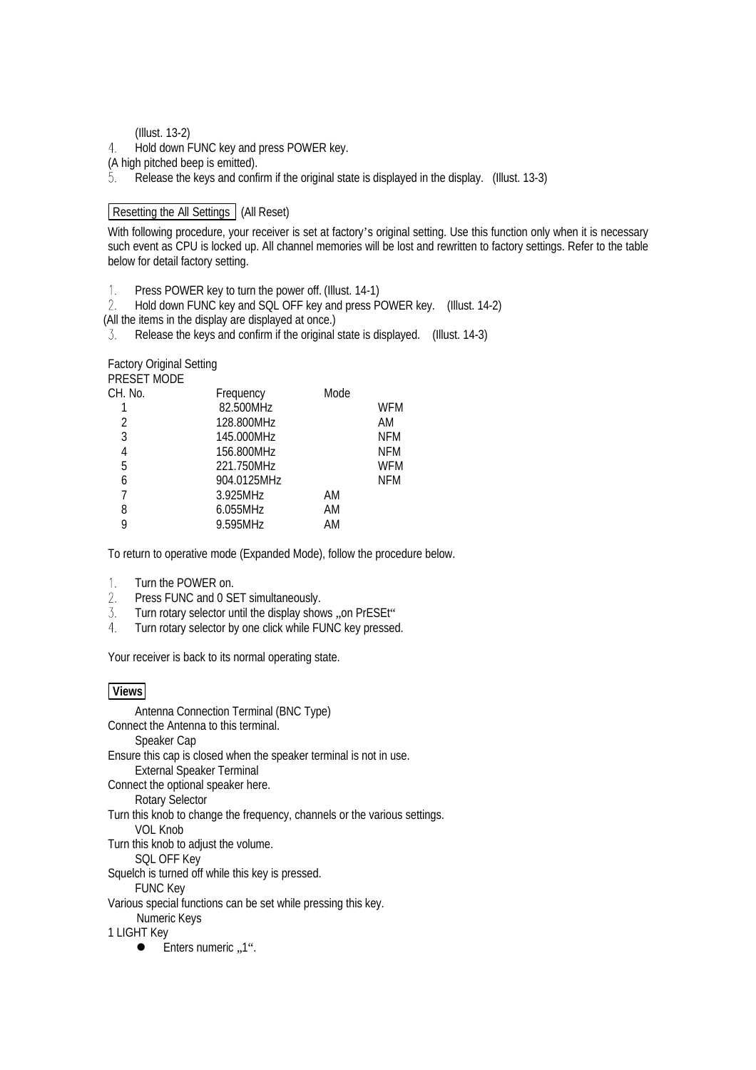(Illust. 13-2)

4. Hold down FUNC key and press POWER key.

(A high pitched beep is emitted).

5. Release the keys and confirm if the original state is displayed in the display. (Illust. 13-3)

**Resetting the All Settings** (All Reset)

With following procedure, your receiver is set at factory's original setting. Use this function only when it is necessary such event as CPU is locked up. All channel memories will be lost and rewritten to factory settings. Refer to the table below for detail factory setting.

1. Press POWER key to turn the power off. (Illust. 14-1)
2. Hold down FUNC key and SQL OFF key and press POWER key. (Illust. 14-2)

(All the items in the display are displayed at once.)

3. Release the keys and confirm if the original state is displayed. (Illust. 14-3)

Factory Original Setting

PRESET MODE

| CH. No. | Frequency | Mode |
|---|---|---|
| 1 | 82.500MHz | WFM |
| 2 | 128.800MHz | AM |
| 3 | 145.000MHz | NFM |
| 4 | 156.800MHz | NFM |
| 5 | 221.750MHz | WFM |
| 6 | 904.0125MHz | NFM |
| 7 | 3.925MHz | AM |
| 8 | 6.055MHz | AM |
| 9 | 9.595MHz | AM |

To return to operative mode (Expanded Mode), follow the procedure below.

1. Turn the POWER on.
2. Press FUNC and 0 SET simultaneously.
3. Turn rotary selector until the display shows „on PrESEt“
4. Turn rotary selector by one click while FUNC key pressed.

Your receiver is back to its normal operating state.

**Views**

Antenna Connection Terminal (BNC Type)

Connect the Antenna to this terminal.

Speaker Cap

Ensure this cap is closed when the speaker terminal is not in use.

External Speaker Terminal

Connect the optional speaker here.

Rotary Selector

Turn this knob to change the frequency, channels or the various settings.

VOL Knob

Turn this knob to adjust the volume.

SQL OFF Key

Squelch is turned off while this key is pressed.

FUNC Key

Various special functions can be set while pressing this key.

Numeric Keys

1 LIGHT Key

- Enters numeric „1“.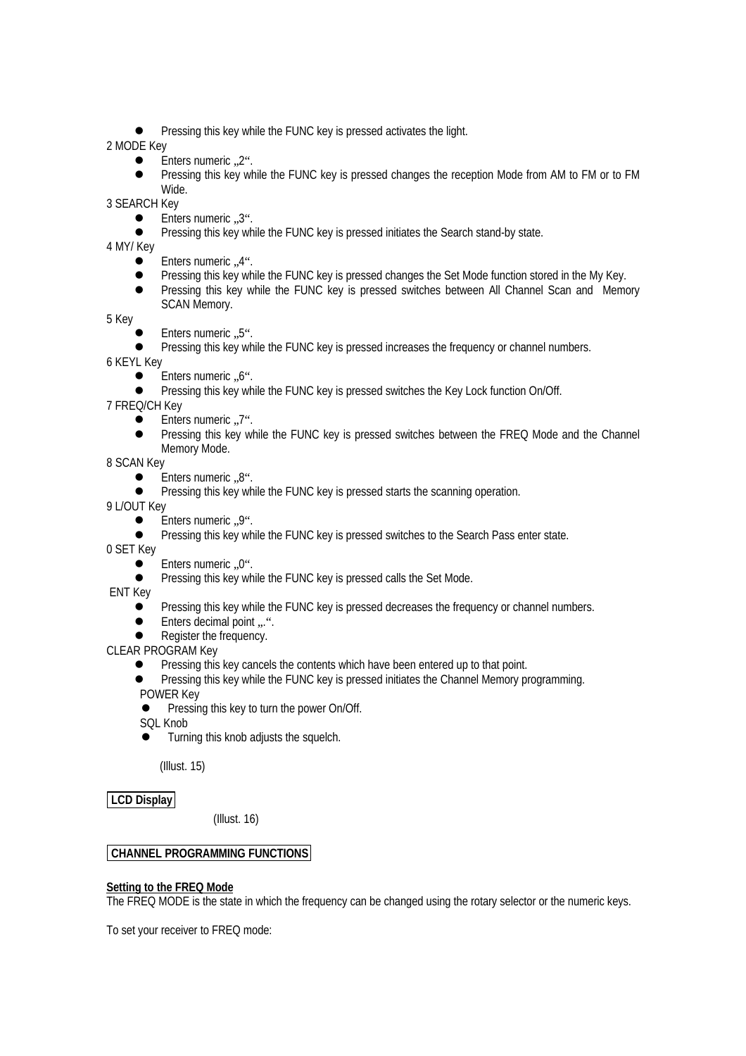- Pressing this key while the FUNC key is pressed activates the light.

2 MODE Key

- Enters numeric „2“.
- Pressing this key while the FUNC key is pressed changes the reception Mode from AM to FM or to FM Wide.

3 SEARCH Key

- Enters numeric „3“.
- Pressing this key while the FUNC key is pressed initiates the Search stand-by state.

4 MY/ Key

- Enters numeric „4“.
- Pressing this key while the FUNC key is pressed changes the Set Mode function stored in the My Key.
- Pressing this key while the FUNC key is pressed switches between All Channel Scan and Memory SCAN Memory.

5 Key

- Enters numeric „5“.
- Pressing this key while the FUNC key is pressed increases the frequency or channel numbers.

6 KEYL Key

- Enters numeric „6“.
- Pressing this key while the FUNC key is pressed switches the Key Lock function On/Off.

7 FREQ/CH Key

- Enters numeric „7“.
- Pressing this key while the FUNC key is pressed switches between the FREQ Mode and the Channel Memory Mode.

8 SCAN Key

- Enters numeric „8“.
- Pressing this key while the FUNC key is pressed starts the scanning operation.

9 L/OUT Key

- Enters numeric „9“.
- Pressing this key while the FUNC key is pressed switches to the Search Pass enter state.

0 SET Key

- Enters numeric „0“.
- Pressing this key while the FUNC key is pressed calls the Set Mode.

ENT Key

- Pressing this key while the FUNC key is pressed decreases the frequency or channel numbers.
- Enters decimal point „.“.
- Register the frequency.

CLEAR PROGRAM Key

- Pressing this key cancels the contents which have been entered up to that point.
- Pressing this key while the FUNC key is pressed initiates the Channel Memory programming.

POWER Key

- Pressing this key to turn the power On/Off.

SQL Knob

- Turning this knob adjusts the squelch.

(Illust. 15)

**LCD Display**

(Illust. 16)

**CHANNEL PROGRAMMING FUNCTIONS**

**Setting to the FREQ Mode**

The FREQ MODE is the state in which the frequency can be changed using the rotary selector or the numeric keys.

To set your receiver to FREQ mode: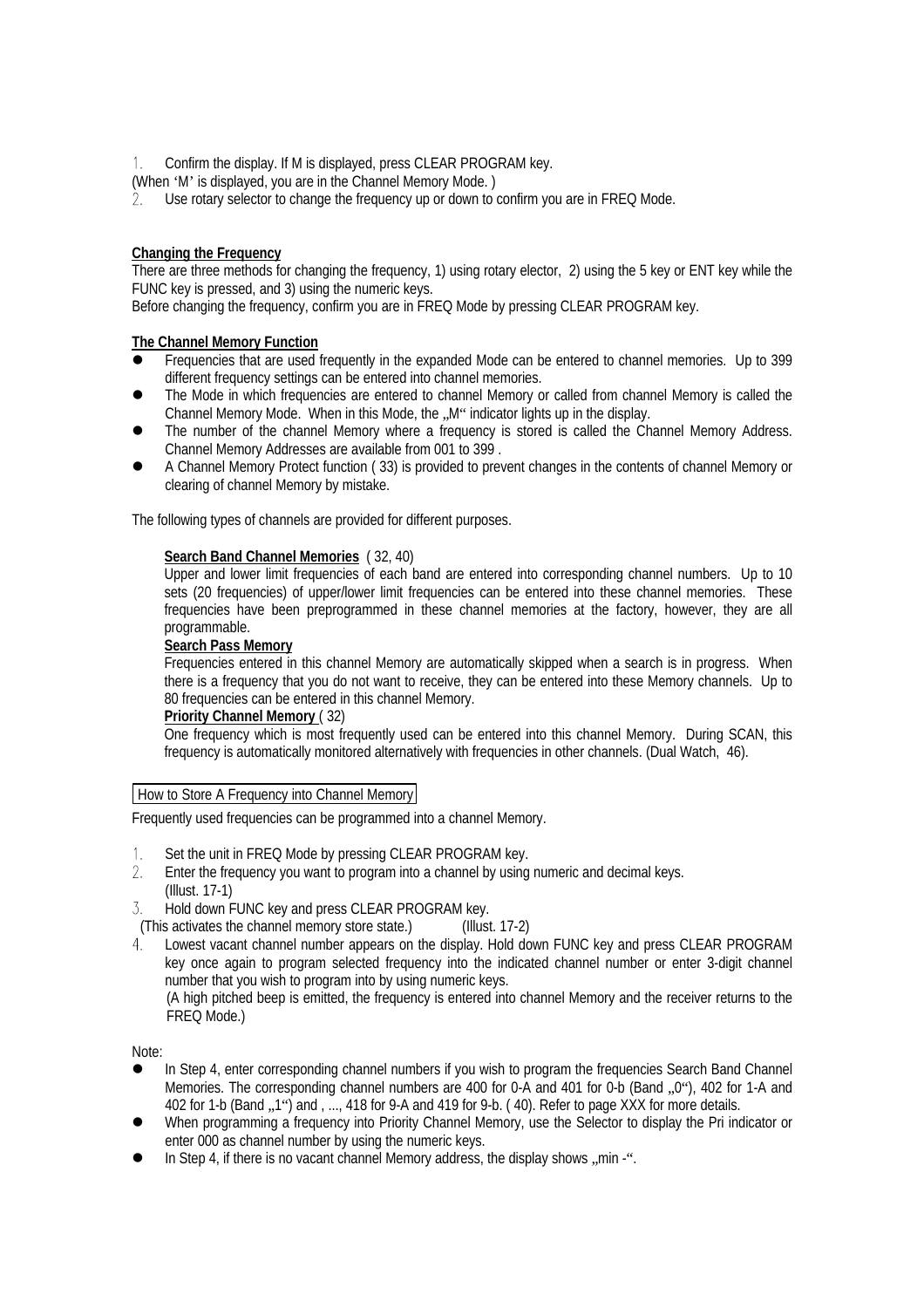1. Confirm the display. If M is displayed, press CLEAR PROGRAM key.

(When 'M' is displayed, you are in the Channel Memory Mode. )

2. Use rotary selector to change the frequency up or down to confirm you are in FREQ Mode.

**Changing the Frequency**

There are three methods for changing the frequency, 1) using rotary elector, 2) using the 5 key or ENT key while the FUNC key is pressed, and 3) using the numeric keys.

Before changing the frequency, confirm you are in FREQ Mode by pressing CLEAR PROGRAM key.

**The Channel Memory Function**

- Frequencies that are used frequently in the expanded Mode can be entered to channel memories. Up to 399 different frequency settings can be entered into channel memories.
- The Mode in which frequencies are entered to channel Memory or called from channel Memory is called the Channel Memory Mode. When in this Mode, the „M" indicator lights up in the display.
- The number of the channel Memory where a frequency is stored is called the Channel Memory Address. Channel Memory Addresses are available from 001 to 399 .
- A Channel Memory Protect function ( 33) is provided to prevent changes in the contents of channel Memory or clearing of channel Memory by mistake.

The following types of channels are provided for different purposes.

**Search Band Channel Memories** ( 32, 40)

Upper and lower limit frequencies of each band are entered into corresponding channel numbers. Up to 10 sets (20 frequencies) of upper/lower limit frequencies can be entered into these channel memories. These frequencies have been preprogrammed in these channel memories at the factory, however, they are all programmable.

**Search Pass Memory**

Frequencies entered in this channel Memory are automatically skipped when a search is in progress. When there is a frequency that you do not want to receive, they can be entered into these Memory channels. Up to 80 frequencies can be entered in this channel Memory.

**Priority Channel Memory** ( 32)

One frequency which is most frequently used can be entered into this channel Memory. During SCAN, this frequency is automatically monitored alternatively with frequencies in other channels. (Dual Watch, 46).

How to Store A Frequency into Channel Memory

Frequently used frequencies can be programmed into a channel Memory.

1. Set the unit in FREQ Mode by pressing CLEAR PROGRAM key.
2. Enter the frequency you want to program into a channel by using numeric and decimal keys. (Illust. 17-1)
3. Hold down FUNC key and press CLEAR PROGRAM key.

(This activates the channel memory store state.) (Illust. 17-2)

4. Lowest vacant channel number appears on the display. Hold down FUNC key and press CLEAR PROGRAM key once again to program selected frequency into the indicated channel number or enter 3-digit channel number that you wish to program into by using numeric keys.

   (A high pitched beep is emitted, the frequency is entered into channel Memory and the receiver returns to the FREQ Mode.)

Note:

- In Step 4, enter corresponding channel numbers if you wish to program the frequencies Search Band Channel Memories. The corresponding channel numbers are 400 for 0-A and 401 for 0-b (Band „0"), 402 for 1-A and 402 for 1-b (Band „1") and , ..., 418 for 9-A and 419 for 9-b. ( 40). Refer to page XXX for more details.
- When programming a frequency into Priority Channel Memory, use the Selector to display the Pri indicator or enter 000 as channel number by using the numeric keys.
- In Step 4, if there is no vacant channel Memory address, the display shows „min -".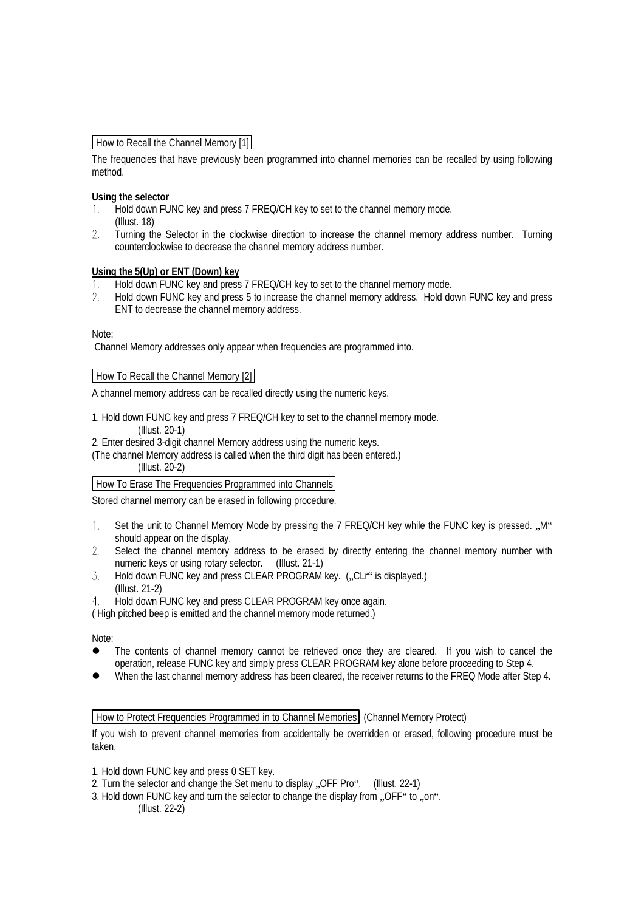## How to Recall the Channel Memory [1]

The frequencies that have previously been programmed into channel memories can be recalled by using following method.

**Using the selector**

1. Hold down FUNC key and press 7 FREQ/CH key to set to the channel memory mode. (Illust. 18)
2. Turning the Selector in the clockwise direction to increase the channel memory address number. Turning counterclockwise to decrease the channel memory address number.

**Using the 5(Up) or ENT (Down) key**

1. Hold down FUNC key and press 7 FREQ/CH key to set to the channel memory mode.
2. Hold down FUNC key and press 5 to increase the channel memory address. Hold down FUNC key and press ENT to decrease the channel memory address.

Note:
Channel Memory addresses only appear when frequencies are programmed into.

## How To Recall the Channel Memory [2]

A channel memory address can be recalled directly using the numeric keys.

1. Hold down FUNC key and press 7 FREQ/CH key to set to the channel memory mode.
   (Illust. 20-1)
2. Enter desired 3-digit channel Memory address using the numeric keys.
(The channel Memory address is called when the third digit has been entered.)
   (Illust. 20-2)

## How To Erase The Frequencies Programmed into Channels

Stored channel memory can be erased in following procedure.

1. Set the unit to Channel Memory Mode by pressing the 7 FREQ/CH key while the FUNC key is pressed. „M“ should appear on the display.
2. Select the channel memory address to be erased by directly entering the channel memory number with numeric keys or using rotary selector. (Illust. 21-1)
3. Hold down FUNC key and press CLEAR PROGRAM key. („CLr“ is displayed.) (Illust. 21-2)
4. Hold down FUNC key and press CLEAR PROGRAM key once again.

( High pitched beep is emitted and the channel memory mode returned.)

Note:

- The contents of channel memory cannot be retrieved once they are cleared. If you wish to cancel the operation, release FUNC key and simply press CLEAR PROGRAM key alone before proceeding to Step 4.
- When the last channel memory address has been cleared, the receiver returns to the FREQ Mode after Step 4.

## How to Protect Frequencies Programmed in to Channel Memories (Channel Memory Protect)

If you wish to prevent channel memories from accidentally be overridden or erased, following procedure must be taken.

1. Hold down FUNC key and press 0 SET key.
2. Turn the selector and change the Set menu to display „OFF Pro“. (Illust. 22-1)
3. Hold down FUNC key and turn the selector to change the display from „OFF“ to „on“.
   (Illust. 22-2)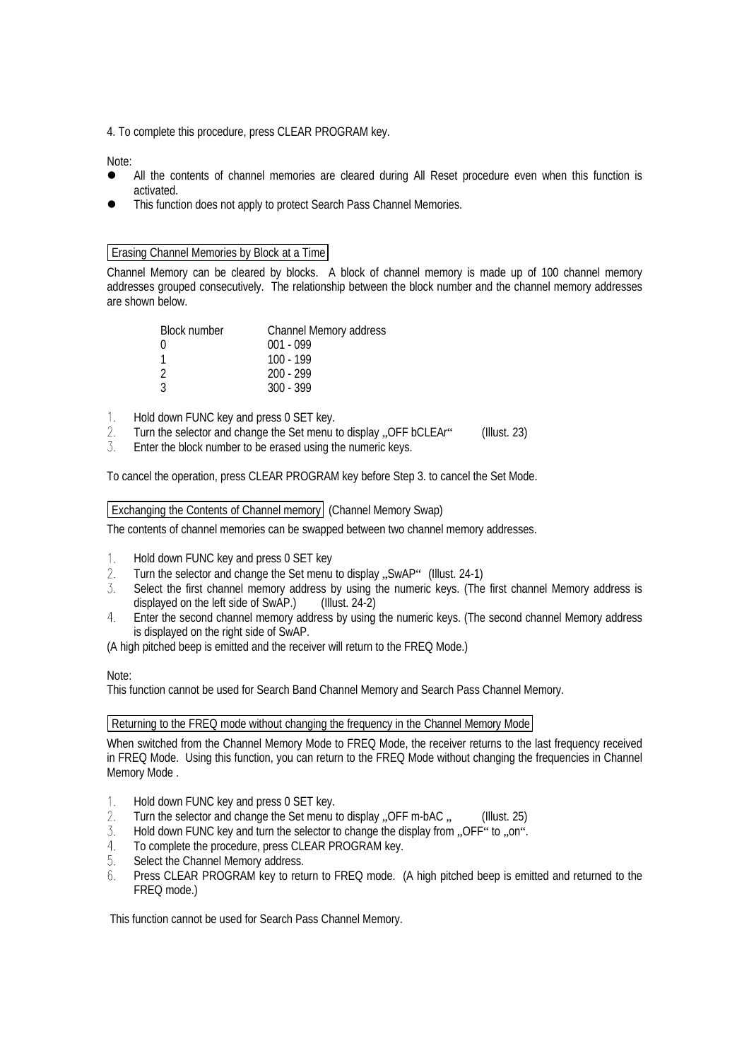4. To complete this procedure, press CLEAR PROGRAM key.

Note:

- All the contents of channel memories are cleared during All Reset procedure even when this function is activated.
- This function does not apply to protect Search Pass Channel Memories.

### Erasing Channel Memories by Block at a Time

Channel Memory can be cleared by blocks. A block of channel memory is made up of 100 channel memory addresses grouped consecutively. The relationship between the block number and the channel memory addresses are shown below.

| Block number | Channel Memory address |
|---|---|
| 0 | 001 - 099 |
| 1 | 100 - 199 |
| 2 | 200 - 299 |
| 3 | 300 - 399 |

1. Hold down FUNC key and press 0 SET key.
2. Turn the selector and change the Set menu to display „OFF bCLEAr“ (Illust. 23)
3. Enter the block number to be erased using the numeric keys.

To cancel the operation, press CLEAR PROGRAM key before Step 3. to cancel the Set Mode.

### Exchanging the Contents of Channel memory (Channel Memory Swap)

The contents of channel memories can be swapped between two channel memory addresses.

1. Hold down FUNC key and press 0 SET key
2. Turn the selector and change the Set menu to display „SwAP“ (Illust. 24-1)
3. Select the first channel memory address by using the numeric keys. (The first channel Memory address is displayed on the left side of SwAP.) (Illust. 24-2)
4. Enter the second channel memory address by using the numeric keys. (The second channel Memory address is displayed on the right side of SwAP.

(A high pitched beep is emitted and the receiver will return to the FREQ Mode.)

Note:
This function cannot be used for Search Band Channel Memory and Search Pass Channel Memory.

### Returning to the FREQ mode without changing the frequency in the Channel Memory Mode

When switched from the Channel Memory Mode to FREQ Mode, the receiver returns to the last frequency received in FREQ Mode. Using this function, you can return to the FREQ Mode without changing the frequencies in Channel Memory Mode .

1. Hold down FUNC key and press 0 SET key.
2. Turn the selector and change the Set menu to display „OFF m-bAC „ (Illust. 25)
3. Hold down FUNC key and turn the selector to change the display from „OFF“ to „on“.
4. To complete the procedure, press CLEAR PROGRAM key.
5. Select the Channel Memory address.
6. Press CLEAR PROGRAM key to return to FREQ mode. (A high pitched beep is emitted and returned to the FREQ mode.)

This function cannot be used for Search Pass Channel Memory.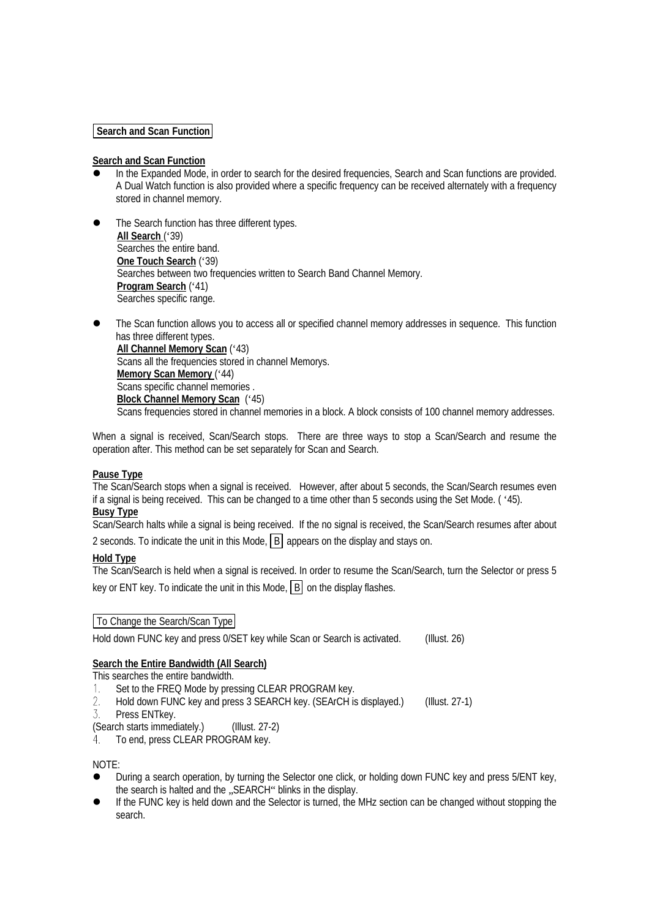**Search and Scan Function**

**Search and Scan Function**

- In the Expanded Mode, in order to search for the desired frequencies, Search and Scan functions are provided. A Dual Watch function is also provided where a specific frequency can be received alternately with a frequency stored in channel memory.

- The Search function has three different types.
  **All Search** ('39)
  Searches the entire band.
  **One Touch Search** ('39)
  Searches between two frequencies written to Search Band Channel Memory.
  **Program Search** ('41)
  Searches specific range.

- The Scan function allows you to access all or specified channel memory addresses in sequence. This function has three different types.
  **All Channel Memory Scan** ('43)
  Scans all the frequencies stored in channel Memorys.
  **Memory Scan Memory** ('44)
  Scans specific channel memories .
  **Block Channel Memory Scan** ('45)
  Scans frequencies stored in channel memories in a block. A block consists of 100 channel memory addresses.

When a signal is received, Scan/Search stops. There are three ways to stop a Scan/Search and resume the operation after. This method can be set separately for Scan and Search.

**Pause Type**
The Scan/Search stops when a signal is received. However, after about 5 seconds, the Scan/Search resumes even if a signal is being received. This can be changed to a time other than 5 seconds using the Set Mode. ( '45).
**Busy Type**
Scan/Search halts while a signal is being received. If the no signal is received, the Scan/Search resumes after about 2 seconds. To indicate the unit in this Mode, B appears on the display and stays on.

**Hold Type**
The Scan/Search is held when a signal is received. In order to resume the Scan/Search, turn the Selector or press 5 key or ENT key. To indicate the unit in this Mode, B on the display flashes.

To Change the Search/Scan Type

Hold down FUNC key and press 0/SET key while Scan or Search is activated. (Illust. 26)

**Search the Entire Bandwidth (All Search)**
This searches the entire bandwidth.

1. Set to the FREQ Mode by pressing CLEAR PROGRAM key.
2. Hold down FUNC key and press 3 SEARCH key. (SEArCH is displayed.) (Illust. 27-1)
3. Press ENTkey.

(Search starts immediately.) (Illust. 27-2)

4. To end, press CLEAR PROGRAM key.

NOTE:

- During a search operation, by turning the Selector one click, or holding down FUNC key and press 5/ENT key, the search is halted and the „SEARCH" blinks in the display.
- If the FUNC key is held down and the Selector is turned, the MHz section can be changed without stopping the search.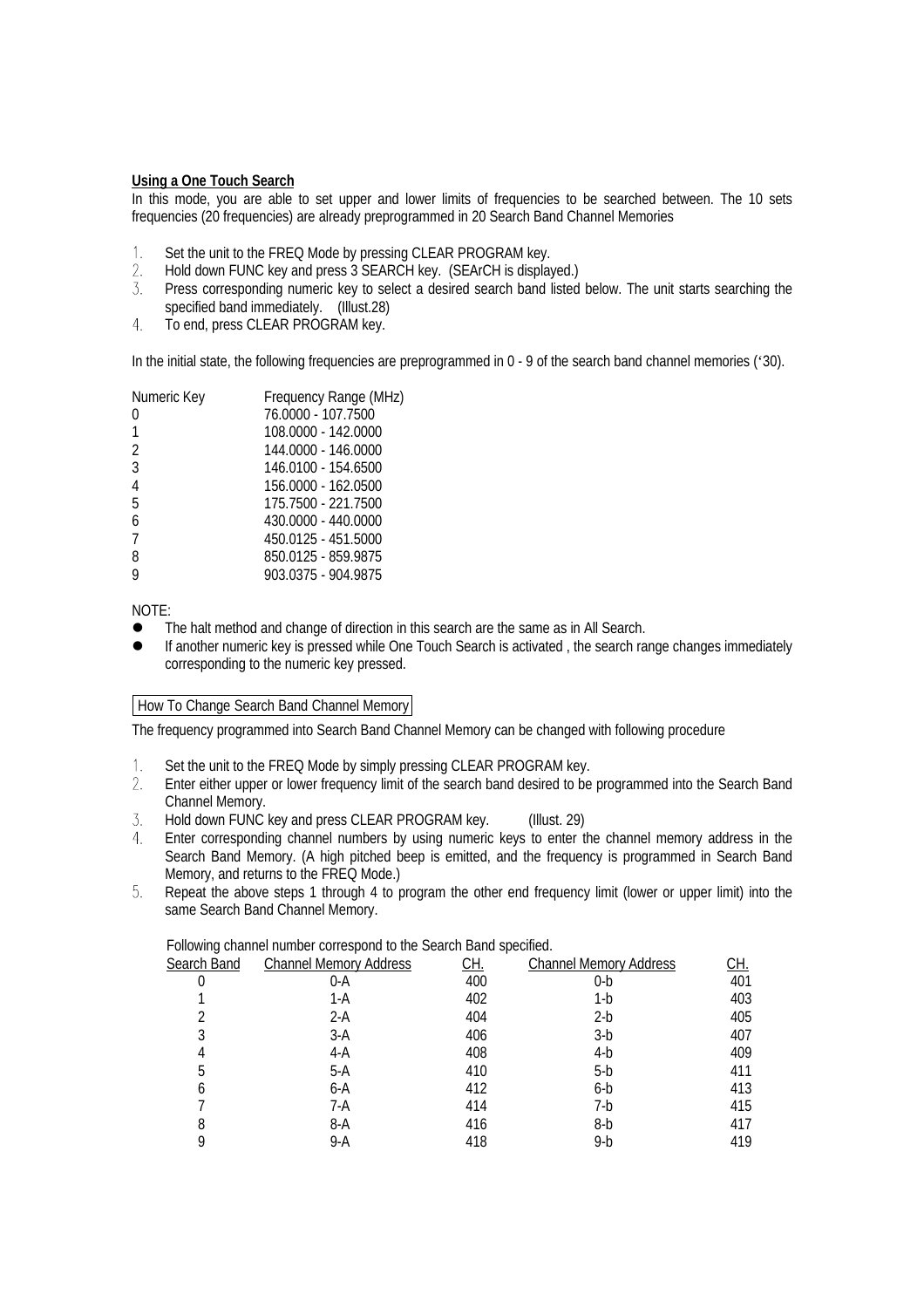**Using a One Touch Search**

In this mode, you are able to set upper and lower limits of frequencies to be searched between. The 10 sets frequencies (20 frequencies) are already preprogrammed in 20 Search Band Channel Memories

1. Set the unit to the FREQ Mode by pressing CLEAR PROGRAM key.
2. Hold down FUNC key and press 3 SEARCH key. (SEArCH is displayed.)
3. Press corresponding numeric key to select a desired search band listed below. The unit starts searching the specified band immediately. (Illust.28)
4. To end, press CLEAR PROGRAM key.

In the initial state, the following frequencies are preprogrammed in 0 - 9 of the search band channel memories ('30).

| Numeric Key | Frequency Range (MHz) |
|---|---|
| 0 | 76.0000 - 107.7500 |
| 1 | 108.0000 - 142.0000 |
| 2 | 144.0000 - 146.0000 |
| 3 | 146.0100 - 154.6500 |
| 4 | 156.0000 - 162.0500 |
| 5 | 175.7500 - 221.7500 |
| 6 | 430.0000 - 440.0000 |
| 7 | 450.0125 - 451.5000 |
| 8 | 850.0125 - 859.9875 |
| 9 | 903.0375 - 904.9875 |

NOTE:

- The halt method and change of direction in this search are the same as in All Search.
- If another numeric key is pressed while One Touch Search is activated , the search range changes immediately corresponding to the numeric key pressed.

How To Change Search Band Channel Memory

The frequency programmed into Search Band Channel Memory can be changed with following procedure

1. Set the unit to the FREQ Mode by simply pressing CLEAR PROGRAM key.
2. Enter either upper or lower frequency limit of the search band desired to be programmed into the Search Band Channel Memory.
3. Hold down FUNC key and press CLEAR PROGRAM key. (Illust. 29)
4. Enter corresponding channel numbers by using numeric keys to enter the channel memory address in the Search Band Memory. (A high pitched beep is emitted, and the frequency is programmed in Search Band Memory, and returns to the FREQ Mode.)
5. Repeat the above steps 1 through 4 to program the other end frequency limit (lower or upper limit) into the same Search Band Channel Memory.

Following channel number correspond to the Search Band specified.

| Search Band | Channel Memory Address | CH. | Channel Memory Address | CH. |
|---|---|---|---|---|
| 0 | 0-A | 400 | 0-b | 401 |
| 1 | 1-A | 402 | 1-b | 403 |
| 2 | 2-A | 404 | 2-b | 405 |
| 3 | 3-A | 406 | 3-b | 407 |
| 4 | 4-A | 408 | 4-b | 409 |
| 5 | 5-A | 410 | 5-b | 411 |
| 6 | 6-A | 412 | 6-b | 413 |
| 7 | 7-A | 414 | 7-b | 415 |
| 8 | 8-A | 416 | 8-b | 417 |
| 9 | 9-A | 418 | 9-b | 419 |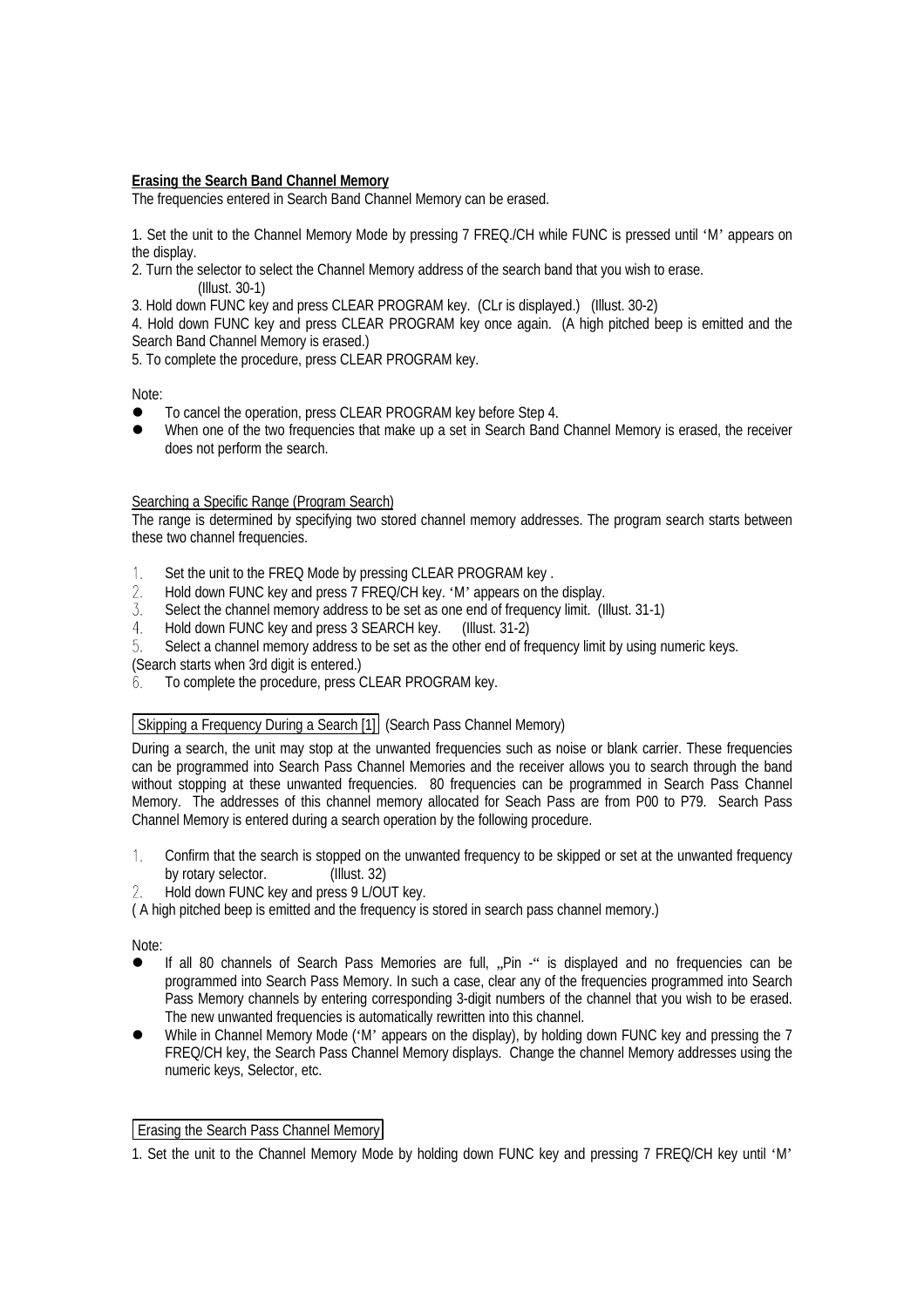**Erasing the Search Band Channel Memory**

The frequencies entered in Search Band Channel Memory can be erased.

1. Set the unit to the Channel Memory Mode by pressing 7 FREQ./CH while FUNC is pressed until 'M' appears on the display.
2. Turn the selector to select the Channel Memory address of the search band that you wish to erase. (Illust. 30-1)
3. Hold down FUNC key and press CLEAR PROGRAM key. (CLr is displayed.) (Illust. 30-2)
4. Hold down FUNC key and press CLEAR PROGRAM key once again. (A high pitched beep is emitted and the Search Band Channel Memory is erased.)
5. To complete the procedure, press CLEAR PROGRAM key.

Note:

- To cancel the operation, press CLEAR PROGRAM key before Step 4.
- When one of the two frequencies that make up a set in Search Band Channel Memory is erased, the receiver does not perform the search.

Searching a Specific Range (Program Search)

The range is determined by specifying two stored channel memory addresses. The program search starts between these two channel frequencies.

1. Set the unit to the FREQ Mode by pressing CLEAR PROGRAM key .
2. Hold down FUNC key and press 7 FREQ/CH key. 'M' appears on the display.
3. Select the channel memory address to be set as one end of frequency limit. (Illust. 31-1)
4. Hold down FUNC key and press 3 SEARCH key. (Illust. 31-2)
5. Select a channel memory address to be set as the other end of frequency limit by using numeric keys.

(Search starts when 3rd digit is entered.)

6. To complete the procedure, press CLEAR PROGRAM key.

Skipping a Frequency During a Search [1] (Search Pass Channel Memory)

During a search, the unit may stop at the unwanted frequencies such as noise or blank carrier. These frequencies can be programmed into Search Pass Channel Memories and the receiver allows you to search through the band without stopping at these unwanted frequencies. 80 frequencies can be programmed in Search Pass Channel Memory. The addresses of this channel memory allocated for Seach Pass are from P00 to P79. Search Pass Channel Memory is entered during a search operation by the following procedure.

1. Confirm that the search is stopped on the unwanted frequency to be skipped or set at the unwanted frequency by rotary selector. (Illust. 32)
2. Hold down FUNC key and press 9 L/OUT key.

( A high pitched beep is emitted and the frequency is stored in search pass channel memory.)

Note:

- If all 80 channels of Search Pass Memories are full, „Pin -" is displayed and no frequencies can be programmed into Search Pass Memory. In such a case, clear any of the frequencies programmed into Search Pass Memory channels by entering corresponding 3-digit numbers of the channel that you wish to be erased. The new unwanted frequencies is automatically rewritten into this channel.
- While in Channel Memory Mode ('M' appears on the display), by holding down FUNC key and pressing the 7 FREQ/CH key, the Search Pass Channel Memory displays. Change the channel Memory addresses using the numeric keys, Selector, etc.

Erasing the Search Pass Channel Memory

1. Set the unit to the Channel Memory Mode by holding down FUNC key and pressing 7 FREQ/CH key until 'M'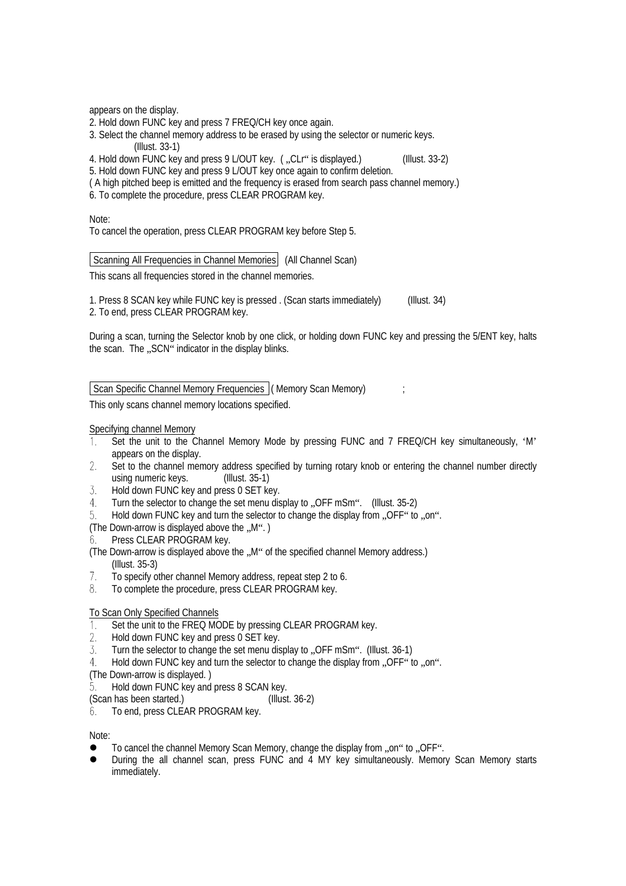appears on the display.

2. Hold down FUNC key and press 7 FREQ/CH key once again.
3. Select the channel memory address to be erased by using the selector or numeric keys. (Illust. 33-1)
4. Hold down FUNC key and press 9 L/OUT key. ( „CLr" is displayed.) (Illust. 33-2)
5. Hold down FUNC key and press 9 L/OUT key once again to confirm deletion.

( A high pitched beep is emitted and the frequency is erased from search pass channel memory.)

6. To complete the procedure, press CLEAR PROGRAM key.

Note:
To cancel the operation, press CLEAR PROGRAM key before Step 5.

**Scanning All Frequencies in Channel Memories** (All Channel Scan)

This scans all frequencies stored in the channel memories.

1. Press 8 SCAN key while FUNC key is pressed . (Scan starts immediately) (Illust. 34)
2. To end, press CLEAR PROGRAM key.

During a scan, turning the Selector knob by one click, or holding down FUNC key and pressing the 5/ENT key, halts the scan. The „SCN" indicator in the display blinks.

**Scan Specific Channel Memory Frequencies** ( Memory Scan Memory) ;

This only scans channel memory locations specified.

Specifying channel Memory

1. Set the unit to the Channel Memory Mode by pressing FUNC and 7 FREQ/CH key simultaneously, 'M' appears on the display.
2. Set to the channel memory address specified by turning rotary knob or entering the channel number directly using numeric keys. (Illust. 35-1)
3. Hold down FUNC key and press 0 SET key.
4. Turn the selector to change the set menu display to „OFF mSm". (Illust. 35-2)
5. Hold down FUNC key and turn the selector to change the display from „OFF" to „on".

(The Down-arrow is displayed above the „M". )

6. Press CLEAR PROGRAM key.

(The Down-arrow is displayed above the „M" of the specified channel Memory address.) (Illust. 35-3)

7. To specify other channel Memory address, repeat step 2 to 6.
8. To complete the procedure, press CLEAR PROGRAM key.

To Scan Only Specified Channels

1. Set the unit to the FREQ MODE by pressing CLEAR PROGRAM key.
2. Hold down FUNC key and press 0 SET key.
3. Turn the selector to change the set menu display to „OFF mSm". (Illust. 36-1)
4. Hold down FUNC key and turn the selector to change the display from „OFF" to „on".

(The Down-arrow is displayed. )

5. Hold down FUNC key and press 8 SCAN key.

(Scan has been started.) (Illust. 36-2)

6. To end, press CLEAR PROGRAM key.

Note:

- To cancel the channel Memory Scan Memory, change the display from „on" to „OFF".
- During the all channel scan, press FUNC and 4 MY key simultaneously. Memory Scan Memory starts immediately.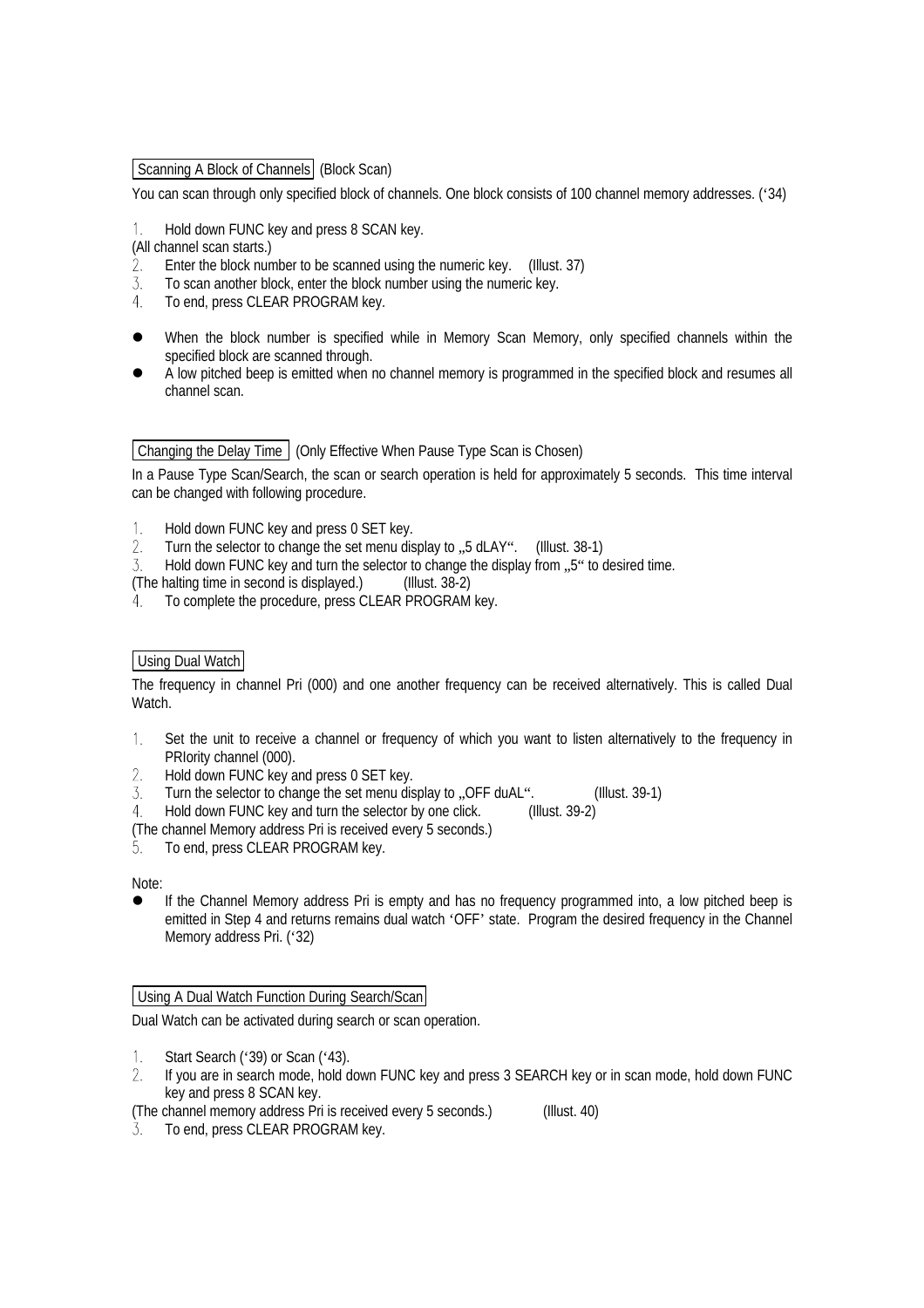### Scanning A Block of Channels (Block Scan)

You can scan through only specified block of channels. One block consists of 100 channel memory addresses. (‘34)

1. Hold down FUNC key and press 8 SCAN key.

(All channel scan starts.)

2. Enter the block number to be scanned using the numeric key. (Illust. 37)
3. To scan another block, enter the block number using the numeric key.
4. To end, press CLEAR PROGRAM key.

- When the block number is specified while in Memory Scan Memory, only specified channels within the specified block are scanned through.
- A low pitched beep is emitted when no channel memory is programmed in the specified block and resumes all channel scan.

### Changing the Delay Time (Only Effective When Pause Type Scan is Chosen)

In a Pause Type Scan/Search, the scan or search operation is held for approximately 5 seconds. This time interval can be changed with following procedure.

1. Hold down FUNC key and press 0 SET key.
2. Turn the selector to change the set menu display to „5 dLAY“. (Illust. 38-1)
3. Hold down FUNC key and turn the selector to change the display from „5“ to desired time.

(The halting time in second is displayed.) (Illust. 38-2)

4. To complete the procedure, press CLEAR PROGRAM key.

### Using Dual Watch

The frequency in channel Pri (000) and one another frequency can be received alternatively. This is called Dual Watch.

1. Set the unit to receive a channel or frequency of which you want to listen alternatively to the frequency in PRIority channel (000).
2. Hold down FUNC key and press 0 SET key.
3. Turn the selector to change the set menu display to „OFF duAL“. (Illust. 39-1)
4. Hold down FUNC key and turn the selector by one click. (Illust. 39-2)

(The channel Memory address Pri is received every 5 seconds.)

5. To end, press CLEAR PROGRAM key.

Note:

- If the Channel Memory address Pri is empty and has no frequency programmed into, a low pitched beep is emitted in Step 4 and returns remains dual watch ‘OFF’ state. Program the desired frequency in the Channel Memory address Pri. (‘32)

### Using A Dual Watch Function During Search/Scan

Dual Watch can be activated during search or scan operation.

1. Start Search (‘39) or Scan (‘43).
2. If you are in search mode, hold down FUNC key and press 3 SEARCH key or in scan mode, hold down FUNC key and press 8 SCAN key.

(The channel memory address Pri is received every 5 seconds.) (Illust. 40)

3. To end, press CLEAR PROGRAM key.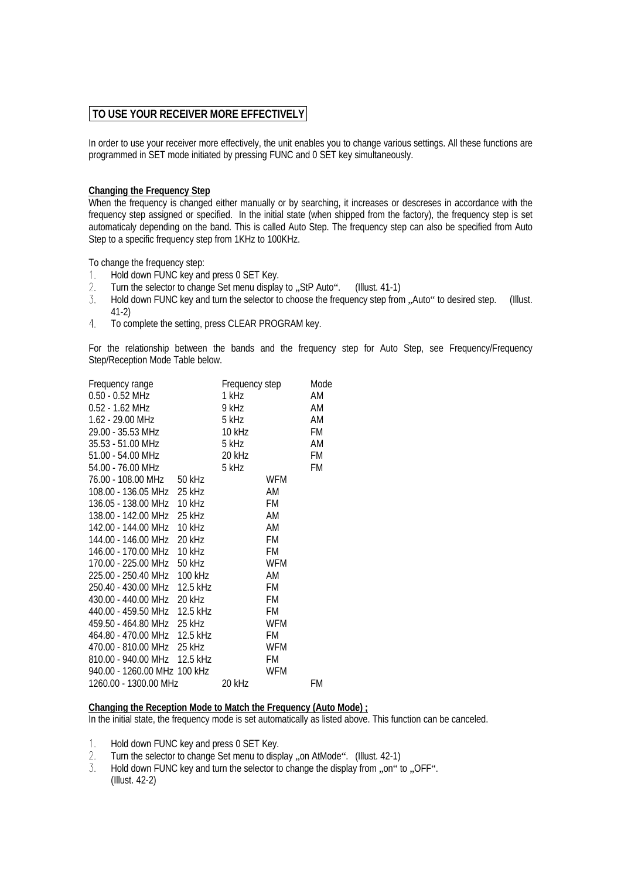**TO USE YOUR RECEIVER MORE EFFECTIVELY**

In order to use your receiver more effectively, the unit enables you to change various settings. All these functions are programmed in SET mode initiated by pressing FUNC and 0 SET key simultaneously.

**Changing the Frequency Step**

When the frequency is changed either manually or by searching, it increases or descreses in accordance with the frequency step assigned or specified. In the initial state (when shipped from the factory), the frequency step is set automaticaly depending on the band. This is called Auto Step. The frequency step can also be specified from Auto Step to a specific frequency step from 1KHz to 100KHz.

To change the frequency step:

1. Hold down FUNC key and press 0 SET Key.
2. Turn the selector to change Set menu display to „StP Auto". (Illust. 41-1)
3. Hold down FUNC key and turn the selector to choose the frequency step from „Auto" to desired step. (Illust. 41-2)
4. To complete the setting, press CLEAR PROGRAM key.

For the relationship between the bands and the frequency step for Auto Step, see Frequency/Frequency Step/Reception Mode Table below.

| Frequency range | Frequency step | Mode |
|---|---|---|
| 0.50 - 0.52 MHz | 1 kHz | AM |
| 0.52 - 1.62 MHz | 9 kHz | AM |
| 1.62 - 29.00 MHz | 5 kHz | AM |
| 29.00 - 35.53 MHz | 10 kHz | FM |
| 35.53 - 51.00 MHz | 5 kHz | AM |
| 51.00 - 54.00 MHz | 20 kHz | FM |
| 54.00 - 76.00 MHz | 5 kHz | FM |
| 76.00 - 108.00 MHz | 50 kHz | WFM |
| 108.00 - 136.05 MHz | 25 kHz | AM |
| 136.05 - 138.00 MHz | 10 kHz | FM |
| 138.00 - 142.00 MHz | 25 kHz | AM |
| 142.00 - 144.00 MHz | 10 kHz | AM |
| 144.00 - 146.00 MHz | 20 kHz | FM |
| 146.00 - 170.00 MHz | 10 kHz | FM |
| 170.00 - 225.00 MHz | 50 kHz | WFM |
| 225.00 - 250.40 MHz | 100 kHz | AM |
| 250.40 - 430.00 MHz | 12.5 kHz | FM |
| 430.00 - 440.00 MHz | 20 kHz | FM |
| 440.00 - 459.50 MHz | 12.5 kHz | FM |
| 459.50 - 464.80 MHz | 25 kHz | WFM |
| 464.80 - 470.00 MHz | 12.5 kHz | FM |
| 470.00 - 810.00 MHz | 25 kHz | WFM |
| 810.00 - 940.00 MHz | 12.5 kHz | FM |
| 940.00 - 1260.00 MHz | 100 kHz | WFM |
| 1260.00 - 1300.00 MHz | 20 kHz | FM |

**Changing the Reception Mode to Match the Frequency (Auto Mode) ;**

In the initial state, the frequency mode is set automatically as listed above. This function can be canceled.

1. Hold down FUNC key and press 0 SET Key.
2. Turn the selector to change Set menu to display „on AtMode". (Illust. 42-1)
3. Hold down FUNC key and turn the selector to change the display from „on" to „OFF". (Illust. 42-2)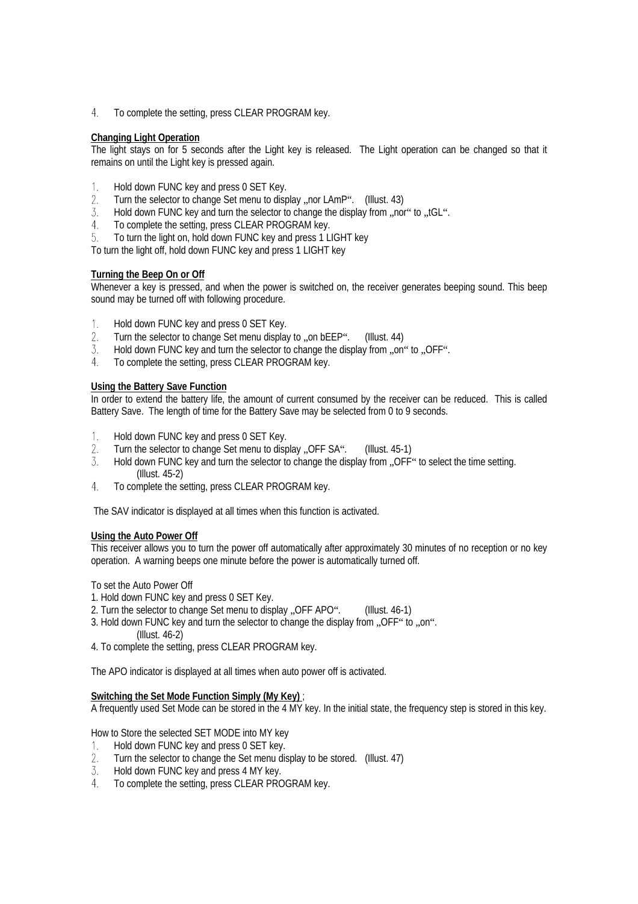4. To complete the setting, press CLEAR PROGRAM key.

**Changing Light Operation**

The light stays on for 5 seconds after the Light key is released. The Light operation can be changed so that it remains on until the Light key is pressed again.

1. Hold down FUNC key and press 0 SET Key.
2. Turn the selector to change Set menu to display „nor LAmP“. (Illust. 43)
3. Hold down FUNC key and turn the selector to change the display from „nor“ to „tGL“.
4. To complete the setting, press CLEAR PROGRAM key.
5. To turn the light on, hold down FUNC key and press 1 LIGHT key

To turn the light off, hold down FUNC key and press 1 LIGHT key

**Turning the Beep On or Off**

Whenever a key is pressed, and when the power is switched on, the receiver generates beeping sound. This beep sound may be turned off with following procedure.

1. Hold down FUNC key and press 0 SET Key.
2. Turn the selector to change Set menu display to „on bEEP“. (Illust. 44)
3. Hold down FUNC key and turn the selector to change the display from „on“ to „OFF“.
4. To complete the setting, press CLEAR PROGRAM key.

**Using the Battery Save Function**

In order to extend the battery life, the amount of current consumed by the receiver can be reduced. This is called Battery Save. The length of time for the Battery Save may be selected from 0 to 9 seconds.

1. Hold down FUNC key and press 0 SET Key.
2. Turn the selector to change Set menu to display „OFF SA“. (Illust. 45-1)
3. Hold down FUNC key and turn the selector to change the display from „OFF“ to select the time setting. (Illust. 45-2)
4. To complete the setting, press CLEAR PROGRAM key.

The SAV indicator is displayed at all times when this function is activated.

**Using the Auto Power Off**

This receiver allows you to turn the power off automatically after approximately 30 minutes of no reception or no key operation. A warning beeps one minute before the power is automatically turned off.

To set the Auto Power Off

1. Hold down FUNC key and press 0 SET Key.
2. Turn the selector to change Set menu to display „OFF APO“. (Illust. 46-1)
3. Hold down FUNC key and turn the selector to change the display from „OFF“ to „on“. (Illust. 46-2)
4. To complete the setting, press CLEAR PROGRAM key.

The APO indicator is displayed at all times when auto power off is activated.

**Switching the Set Mode Function Simply (My Key)** ;

A frequently used Set Mode can be stored in the 4 MY key. In the initial state, the frequency step is stored in this key.

How to Store the selected SET MODE into MY key

1. Hold down FUNC key and press 0 SET key.
2. Turn the selector to change the Set menu display to be stored. (Illust. 47)
3. Hold down FUNC key and press 4 MY key.
4. To complete the setting, press CLEAR PROGRAM key.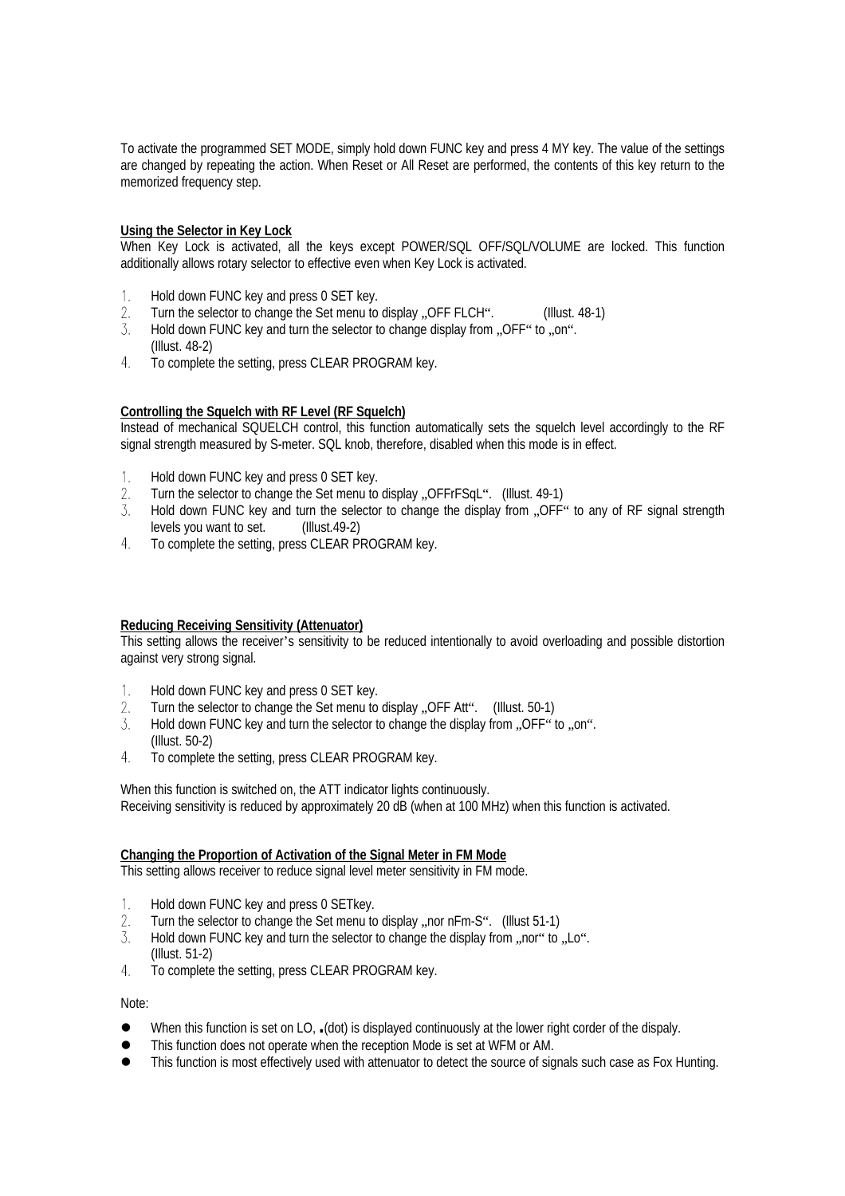To activate the programmed SET MODE, simply hold down FUNC key and press 4 MY key. The value of the settings are changed by repeating the action. When Reset or All Reset are performed, the contents of this key return to the memorized frequency step.

**Using the Selector in Key Lock**

When Key Lock is activated, all the keys except POWER/SQL OFF/SQL/VOLUME are locked. This function additionally allows rotary selector to effective even when Key Lock is activated.

1. Hold down FUNC key and press 0 SET key.
2. Turn the selector to change the Set menu to display „OFF FLCH". (Illust. 48-1)
3. Hold down FUNC key and turn the selector to change display from „OFF" to „on". (Illust. 48-2)
4. To complete the setting, press CLEAR PROGRAM key.

**Controlling the Squelch with RF Level (RF Squelch)**

Instead of mechanical SQUELCH control, this function automatically sets the squelch level accordingly to the RF signal strength measured by S-meter. SQL knob, therefore, disabled when this mode is in effect.

1. Hold down FUNC key and press 0 SET key.
2. Turn the selector to change the Set menu to display „OFFrFSqL". (Illust. 49-1)
3. Hold down FUNC key and turn the selector to change the display from „OFF" to any of RF signal strength levels you want to set. (Illust.49-2)
4. To complete the setting, press CLEAR PROGRAM key.

**Reducing Receiving Sensitivity (Attenuator)**

This setting allows the receiver's sensitivity to be reduced intentionally to avoid overloading and possible distortion against very strong signal.

1. Hold down FUNC key and press 0 SET key.
2. Turn the selector to change the Set menu to display „OFF Att". (Illust. 50-1)
3. Hold down FUNC key and turn the selector to change the display from „OFF" to „on". (Illust. 50-2)
4. To complete the setting, press CLEAR PROGRAM key.

When this function is switched on, the ATT indicator lights continuously.
Receiving sensitivity is reduced by approximately 20 dB (when at 100 MHz) when this function is activated.

**Changing the Proportion of Activation of the Signal Meter in FM Mode**

This setting allows receiver to reduce signal level meter sensitivity in FM mode.

1. Hold down FUNC key and press 0 SETkey.
2. Turn the selector to change the Set menu to display „nor nFm-S". (Illust 51-1)
3. Hold down FUNC key and turn the selector to change the display from „nor" to „Lo". (Illust. 51-2)
4. To complete the setting, press CLEAR PROGRAM key.

Note:

- When this function is set on LO, **.**(dot) is displayed continuously at the lower right corder of the dispaly.
- This function does not operate when the reception Mode is set at WFM or AM.
- This function is most effectively used with attenuator to detect the source of signals such case as Fox Hunting.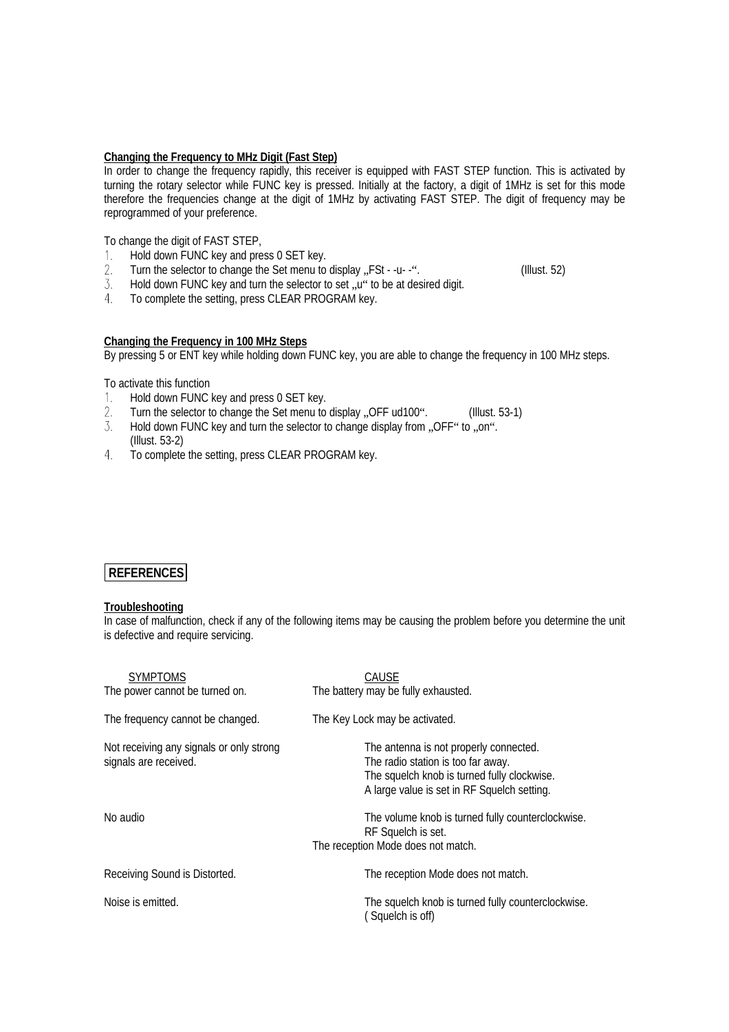### Changing the Frequency to MHz Digit (Fast Step)

In order to change the frequency rapidly, this receiver is equipped with FAST STEP function. This is activated by turning the rotary selector while FUNC key is pressed. Initially at the factory, a digit of 1MHz is set for this mode therefore the frequencies change at the digit of 1MHz by activating FAST STEP. The digit of frequency may be reprogrammed of your preference.

To change the digit of FAST STEP,

1. Hold down FUNC key and press 0 SET key.
2. Turn the selector to change the Set menu to display „FSt - -u- -". (Illust. 52)
3. Hold down FUNC key and turn the selector to set „u" to be at desired digit.
4. To complete the setting, press CLEAR PROGRAM key.

### Changing the Frequency in 100 MHz Steps

By pressing 5 or ENT key while holding down FUNC key, you are able to change the frequency in 100 MHz steps.

To activate this function

1. Hold down FUNC key and press 0 SET key.
2. Turn the selector to change the Set menu to display „OFF ud100". (Illust. 53-1)
3. Hold down FUNC key and turn the selector to change display from „OFF" to „on". (Illust. 53-2)
4. To complete the setting, press CLEAR PROGRAM key.

## REFERENCES

### Troubleshooting

In case of malfunction, check if any of the following items may be causing the problem before you determine the unit is defective and require servicing.

| SYMPTOMS | CAUSE |
|---|---|
| The power cannot be turned on. | The battery may be fully exhausted. |
| The frequency cannot be changed. | The Key Lock may be activated. |
| Not receiving any signals or only strong signals are received. | The antenna is not properly connected.<br>The radio station is too far away.<br>The squelch knob is turned fully clockwise.<br>A large value is set in RF Squelch setting. |
| No audio | The volume knob is turned fully counterclockwise.<br>RF Squelch is set.<br>The reception Mode does not match. |
| Receiving Sound is Distorted. | The reception Mode does not match. |
| Noise is emitted. | The squelch knob is turned fully counterclockwise. ( Squelch is off) |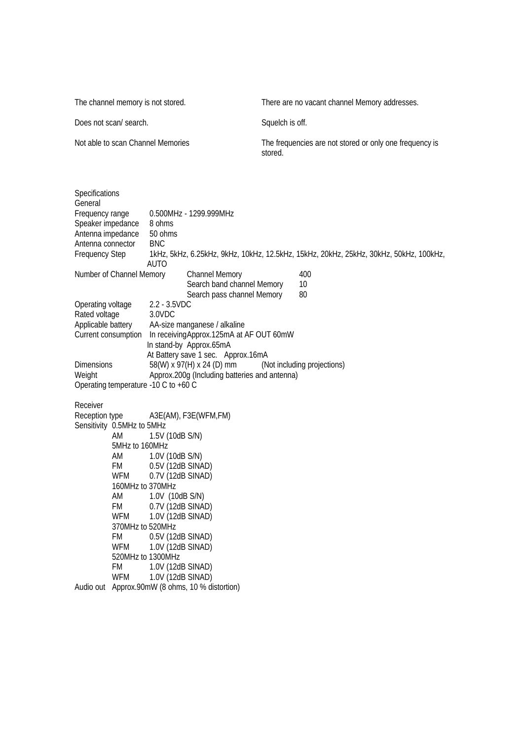| | |
|---|---|
| The channel memory is not stored. | There are no vacant channel Memory addresses. |
| Does not scan/ search. | Squelch is off. |
| Not able to scan Channel Memories | The frequencies are not stored or only one frequency is stored. |

## Specifications

### General

| | |
|---|---|
| Frequency range | 0.500MHz - 1299.999MHz |
| Speaker impedance | 8 ohms |
| Antenna impedance | 50 ohms |
| Antenna connector | BNC |
| Frequency Step | 1kHz, 5kHz, 6.25kHz, 9kHz, 10kHz, 12.5kHz, 15kHz, 20kHz, 25kHz, 30kHz, 50kHz, 100kHz, AUTO |

| | | |
|---|---|---|
| Number of Channel Memory | Channel Memory | 400 |
| | Search band channel Memory | 10 |
| | Search pass channel Memory | 80 |

| | |
|---|---|
| Operating voltage | 2.2 - 3.5VDC |
| Rated voltage | 3.0VDC |
| Applicable battery | AA-size manganese / alkaline |
| Current consumption | In receivingApprox.125mA at AF OUT 60mW |
| | In stand-by Approx.65mA |
| | At Battery save 1 sec. Approx.16mA |
| Dimensions | 58(W) x 97(H) x 24 (D) mm (Not including projections) |
| Weight | Approx.200g (Including batteries and antenna) |
| Operating temperature | -10 C to +60 C |

### Receiver

Reception type A3E(AM), F3E(WFM,FM)

Sensitivity

| | | |
|---|---|---|
| 0.5MHz to 5MHz | | |
| | AM | 1.5V (10dB S/N) |
| 5MHz to 160MHz | | |
| | AM | 1.0V (10dB S/N) |
| | FM | 0.5V (12dB SINAD) |
| | WFM | 0.7V (12dB SINAD) |
| 160MHz to 370MHz | | |
| | AM | 1.0V (10dB S/N) |
| | FM | 0.7V (12dB SINAD) |
| | WFM | 1.0V (12dB SINAD) |
| 370MHz to 520MHz | | |
| | FM | 0.5V (12dB SINAD) |
| | WFM | 1.0V (12dB SINAD) |
| 520MHz to 1300MHz | | |
| | FM | 1.0V (12dB SINAD) |
| | WFM | 1.0V (12dB SINAD) |

Audio out Approx.90mW (8 ohms, 10 % distortion)